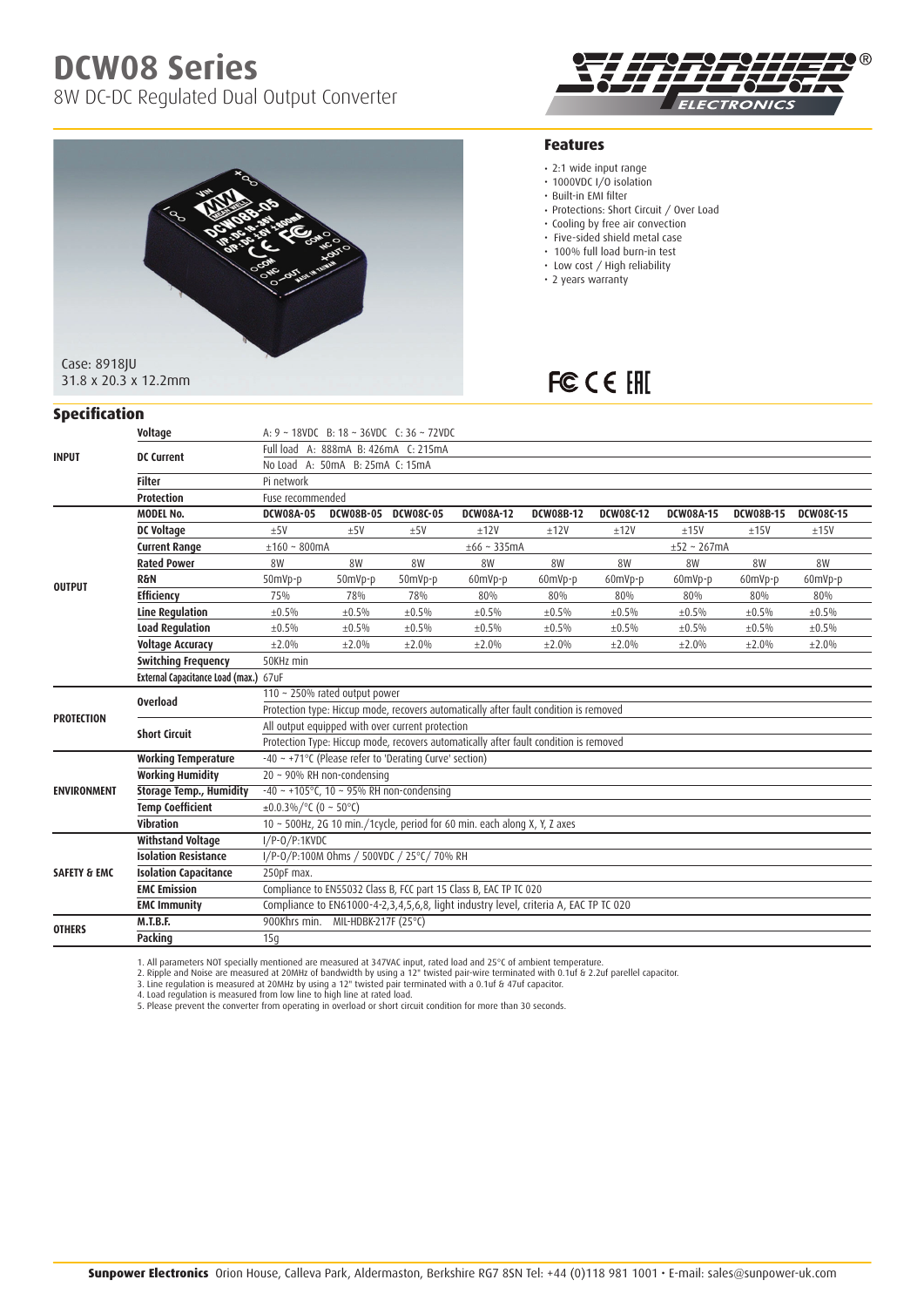# DCW08 Series

8W DC-DC Regulated Dual Output Converter

Case: 8918JU
31.8 x 20.3 x 12.2mm

## Features

- 2:1 wide input range
- 1000VDC I/O isolation
- Built-in EMI filter
- Protections: Short Circuit / Over Load
- Cooling by free air convection
- Five-sided shield metal case
- 100% full load burn-in test
- Low cost / High reliability
- 2 years warranty

## Specification

| | | | | | | | | | | |
|---|---|---|---|---|---|---|---|---|---|---|
| **INPUT** | **Voltage** | A: 9 ~ 18VDC B: 18 ~ 36VDC C: 36 ~ 72VDC | | | | | | | | |
| | **DC Current** | Full load A: 888mA B: 426mA C: 215mA | | | | | | | | |
| | | No Load A: 50mA B: 25mA C: 15mA | | | | | | | | |
| | **Filter** | Pi network | | | | | | | | |
| | **Protection** | Fuse recommended | | | | | | | | |
| **OUTPUT** | **MODEL No.** | **DCW08A-05** | **DCW08B-05** | **DCW08C-05** | **DCW08A-12** | **DCW08B-12** | **DCW08C-12** | **DCW08A-15** | **DCW08B-15** | **DCW08C-15** |
| | **DC Voltage** | ±5V | ±5V | ±5V | ±12V | ±12V | ±12V | ±15V | ±15V | ±15V |
| | **Current Range** | ±160 ~ 800mA | | | ±66 ~ 335mA | | | ±52 ~ 267mA | | |
| | **Rated Power** | 8W | 8W | 8W | 8W | 8W | 8W | 8W | 8W | 8W |
| | **R&N** | 50mVp-p | 50mVp-p | 50mVp-p | 60mVp-p | 60mVp-p | 60mVp-p | 60mVp-p | 60mVp-p | 60mVp-p |
| | **Efficiency** | 75% | 78% | 78% | 80% | 80% | 80% | 80% | 80% | 80% |
| | **Line Regulation** | ±0.5% | ±0.5% | ±0.5% | ±0.5% | ±0.5% | ±0.5% | ±0.5% | ±0.5% | ±0.5% |
| | **Load Regulation** | ±0.5% | ±0.5% | ±0.5% | ±0.5% | ±0.5% | ±0.5% | ±0.5% | ±0.5% | ±0.5% |
| | **Voltage Accuracy** | ±2.0% | ±2.0% | ±2.0% | ±2.0% | ±2.0% | ±2.0% | ±2.0% | ±2.0% | ±2.0% |
| | **Switching Frequency** | 50KHz min | | | | | | | | |
| | **External Capacitance Load (max.)** | 67uF | | | | | | | | |
| **PROTECTION** | **Overload** | 110 ~ 250% rated output power | | | | | | | | |
| | | Protection type: Hiccup mode, recovers automatically after fault condition is removed | | | | | | | | |
| | **Short Circuit** | All output equipped with over current protection | | | | | | | | |
| | | Protection Type: Hiccup mode, recovers automatically after fault condition is removed | | | | | | | | |
| **ENVIRONMENT** | **Working Temperature** | -40 ~ +71°C (Please refer to 'Derating Curve' section) | | | | | | | | |
| | **Working Humidity** | 20 ~ 90% RH non-condensing | | | | | | | | |
| | **Storage Temp., Humidity** | -40 ~ +105°C, 10 ~ 95% RH non-condensing | | | | | | | | |
| | **Temp Coefficient** | ±0.03%/°C (0 ~ 50°C) | | | | | | | | |
| | **Vibration** | 10 ~ 500Hz, 2G 10 min./1cycle, period for 60 min. each along X, Y, Z axes | | | | | | | | |
| **SAFETY & EMC** | **Withstand Voltage** | I/P-O/P:1KVDC | | | | | | | | |
| | **Isolation Resistance** | I/P-O/P:100M Ohms / 500VDC / 25°C/ 70% RH | | | | | | | | |
| | **Isolation Capacitance** | 250pF max. | | | | | | | | |
| | **EMC Emission** | Compliance to EN55032 Class B, FCC part 15 Class B, EAC TP TC 020 | | | | | | | | |
| | **EMC Immunity** | Compliance to EN61000-4-2,3,4,5,6,8, light industry level, criteria A, EAC TP TC 020 | | | | | | | | |
| **OTHERS** | **M.T.B.F.** | 900Khrs min. MIL-HDBK-217F (25°C) | | | | | | | | |
| | **Packing** | 15g | | | | | | | | |

1. All parameters NOT specially mentioned are measured at 347VAC input, rated load and 25°C of ambient temperature.
2. Ripple and Noise are measured at 20MHz of bandwidth by using a 12" twisted pair-wire terminated with 0.1uf & 2.2uf parellel capacitor.
3. Line regulation is measured at 20MHz by using a 12" twisted pair terminated with a 0.1uf & 47uf capacitor.
4. Load regulation is measured from low line to high line at rated load.
5. Please prevent the converter from operating in overload or short circuit condition for more than 30 seconds.

**Sunpower Electronics** Orion House, Calleva Park, Aldermaston, Berkshire RG7 8SN Tel: +44 (0)118 981 1001 • E-mail: sales@sunpower-uk.com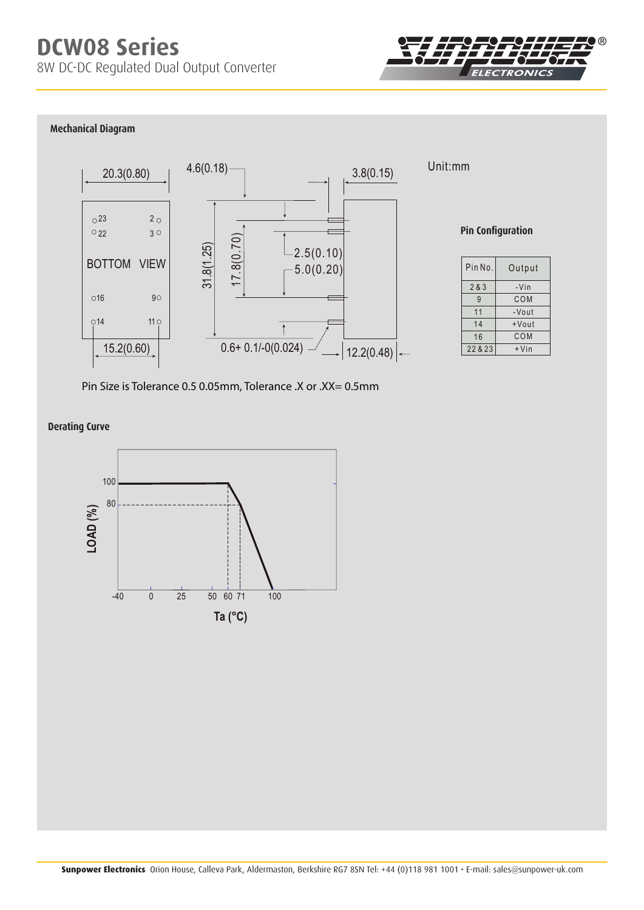# DCW08 Series

8W DC-DC Regulated Dual Output Converter

## Mechanical Diagram

20.3(0.80)

4.6(0.18)

3.8(0.15)

Unit:mm

23 2

22 3

BOTTOM VIEW

16 9

14 11

15.2(0.60)

31.8(1.25)

17.8(0.70)

2.5(0.10)

5.0(0.20)

0.6+ 0.1/-0(0.024)

12.2(0.48)

Pin Size is Tolerance 0.5 0.05mm, Tolerance .X or .XX= 0.5mm

### Pin Configuration

| Pin No. | Output |
|---|---|
| 2 & 3 | -Vin |
| 9 | COM |
| 11 | -Vout |
| 14 | +Vout |
| 16 | COM |
| 22 & 23 | +Vin |

## Derating Curve

LOAD (%)

100

80

-40 0 25 50 60 71 100

Ta (°C)

**Sunpower Electronics** Orion House, Calleva Park, Aldermaston, Berkshire RG7 8SN Tel: +44 (0)118 981 1001 • E-mail: sales@sunpower-uk.com